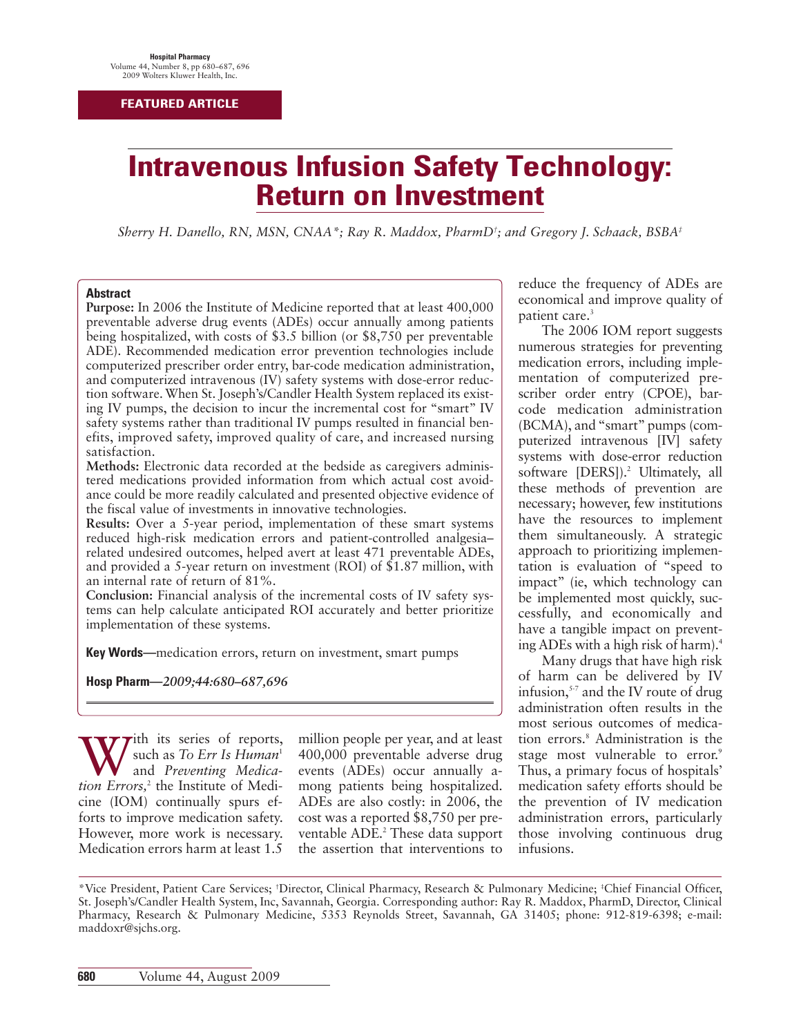FEATURED ARTICLE

# Intravenous Infusion Safety Technology: Return on Investment

*Sherry H. Danello, RN, MSN, CNAA\*; Ray R. Maddox, PharmD†; and Gregory J. Schaack, BSBA‡*

**Abstract**

**Purpose:** In 2006 the Institute of Medicine reported that at least 400,000 preventable adverse drug events (ADEs) occur annually among patients being hospitalized, with costs of $3.5 billion (or $8,750 per preventable ADE). Recommended medication error prevention technologies include computerized prescriber order entry, bar-code medication administration, and computerized intravenous (IV) safety systems with dose-error reduction software. When St. Joseph's/Candler Health System replaced its existing IV pumps, the decision to incur the incremental cost for "smart" IV safety systems rather than traditional IV pumps resulted in financial benefits, improved safety, improved quality of care, and increased nursing satisfaction.

**Methods:** Electronic data recorded at the bedside as caregivers administered medications provided information from which actual cost avoidance could be more readily calculated and presented objective evidence of the fiscal value of investments in innovative technologies.

**Results:** Over a 5-year period, implementation of these smart systems reduced high-risk medication errors and patient-controlled analgesia–related undesired outcomes, helped avert at least 471 preventable ADEs, and provided a 5-year return on investment (ROI) of $1.87 million, with an internal rate of return of 81%.

**Conclusion:** Financial analysis of the incremental costs of IV safety systems can help calculate anticipated ROI accurately and better prioritize implementation of these systems.

**Key Words—**medication errors, return on investment, smart pumps

**Hosp Pharm—***2009;44:680–687,696*

With its series of reports, such as *To Err Is Human*[1] and *Preventing Medication Errors,*[2] the Institute of Medicine (IOM) continually spurs efforts to improve medication safety. However, more work is necessary. Medication errors harm at least 1.5 million people per year, and at least 400,000 preventable adverse drug events (ADEs) occur annually among patients being hospitalized. ADEs are also costly: in 2006, the cost was a reported $8,750 per preventable ADE.[2] These data support the assertion that interventions to reduce the frequency of ADEs are economical and improve quality of patient care.[3]

The 2006 IOM report suggests numerous strategies for preventing medication errors, including implementation of computerized prescriber order entry (CPOE), bar-code medication administration (BCMA), and "smart" pumps (computerized intravenous [IV] safety systems with dose-error reduction software [DERS]).[2] Ultimately, all these methods of prevention are necessary; however, few institutions have the resources to implement them simultaneously. A strategic approach to prioritizing implementation is evaluation of "speed to impact" (ie, which technology can be implemented most quickly, successfully, and economically and have a tangible impact on preventing ADEs with a high risk of harm).[4]

Many drugs that have high risk of harm can be delivered by IV infusion,[5-7] and the IV route of drug administration often results in the most serious outcomes of medication errors.[8] Administration is the stage most vulnerable to error.[9] Thus, a primary focus of hospitals' medication safety efforts should be the prevention of IV medication administration errors, particularly those involving continuous drug infusions.

\*Vice President, Patient Care Services; †Director, Clinical Pharmacy, Research & Pulmonary Medicine; ‡Chief Financial Officer, St. Joseph's/Candler Health System, Inc, Savannah, Georgia. Corresponding author: Ray R. Maddox, PharmD, Director, Clinical Pharmacy, Research & Pulmonary Medicine, 5353 Reynolds Street, Savannah, GA 31405; phone: 912-819-6398; e-mail: maddoxr@sjchs.org.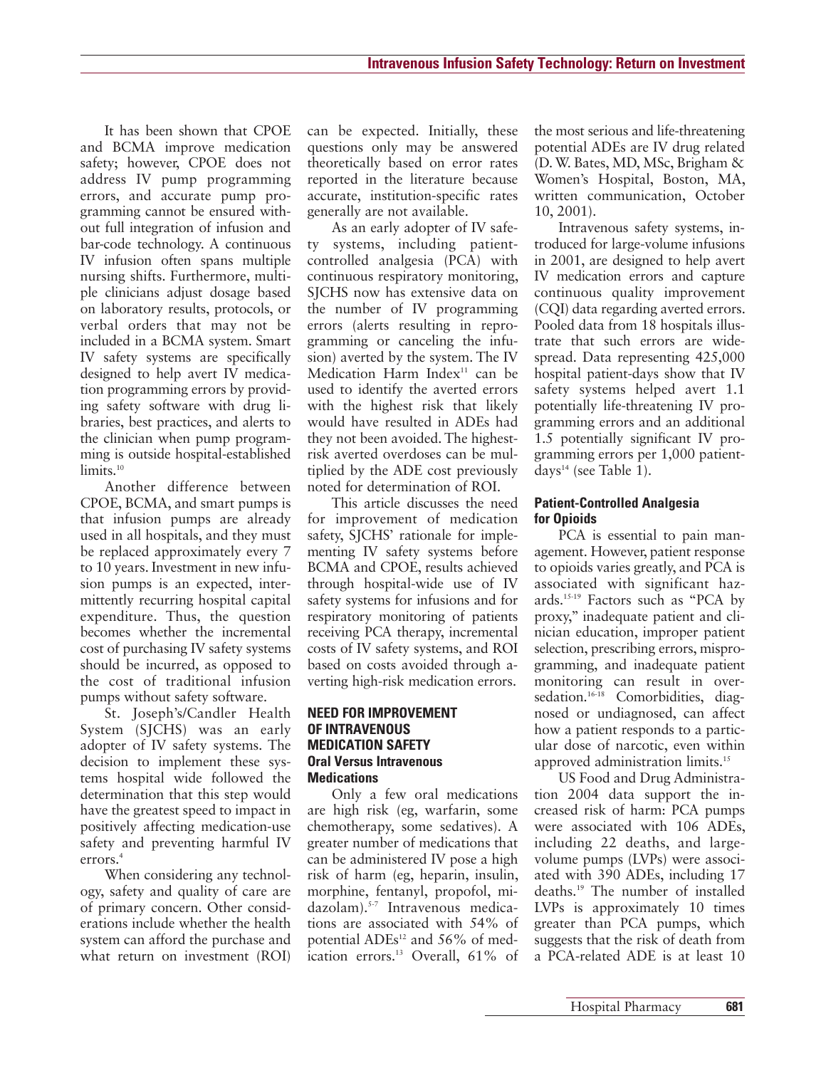It has been shown that CPOE and BCMA improve medication safety; however, CPOE does not address IV pump programming errors, and accurate pump programming cannot be ensured without full integration of infusion and bar-code technology. A continuous IV infusion often spans multiple nursing shifts. Furthermore, multiple clinicians adjust dosage based on laboratory results, protocols, or verbal orders that may not be included in a BCMA system. Smart IV safety systems are specifically designed to help avert IV medication programming errors by providing safety software with drug libraries, best practices, and alerts to the clinician when pump programming is outside hospital-established limits.[10]

Another difference between CPOE, BCMA, and smart pumps is that infusion pumps are already used in all hospitals, and they must be replaced approximately every 7 to 10 years. Investment in new infusion pumps is an expected, intermittently recurring hospital capital expenditure. Thus, the question becomes whether the incremental cost of purchasing IV safety systems should be incurred, as opposed to the cost of traditional infusion pumps without safety software.

St. Joseph's/Candler Health System (SJCHS) was an early adopter of IV safety systems. The decision to implement these systems hospital wide followed the determination that this step would have the greatest speed to impact in positively affecting medication-use safety and preventing harmful IV errors.[4]

When considering any technology, safety and quality of care are of primary concern. Other considerations include whether the health system can afford the purchase and what return on investment (ROI) can be expected. Initially, these questions only may be answered theoretically based on error rates reported in the literature because accurate, institution-specific rates generally are not available.

As an early adopter of IV safety systems, including patient-controlled analgesia (PCA) with continuous respiratory monitoring, SJCHS now has extensive data on the number of IV programming errors (alerts resulting in reprogramming or canceling the infusion) averted by the system. The IV Medication Harm Index[11] can be used to identify the averted errors with the highest risk that likely would have resulted in ADEs had they not been avoided. The highest-risk averted overdoses can be multiplied by the ADE cost previously noted for determination of ROI.

This article discusses the need for improvement of medication safety, SJCHS' rationale for implementing IV safety systems before BCMA and CPOE, results achieved through hospital-wide use of IV safety systems for infusions and for respiratory monitoring of patients receiving PCA therapy, incremental costs of IV safety systems, and ROI based on costs avoided through averting high-risk medication errors.

## NEED FOR IMPROVEMENT OF INTRAVENOUS MEDICATION SAFETY

### Oral Versus Intravenous Medications

Only a few oral medications are high risk (eg, warfarin, some chemotherapy, some sedatives). A greater number of medications that can be administered IV pose a high risk of harm (eg, heparin, insulin, morphine, fentanyl, propofol, midazolam).[5-7] Intravenous medications are associated with 54% of potential ADEs[12] and 56% of medication errors.[13] Overall, 61% of the most serious and life-threatening potential ADEs are IV drug related (D. W. Bates, MD, MSc, Brigham & Women's Hospital, Boston, MA, written communication, October 10, 2001).

Intravenous safety systems, introduced for large-volume infusions in 2001, are designed to help avert IV medication errors and capture continuous quality improvement (CQI) data regarding averted errors. Pooled data from 18 hospitals illustrate that such errors are widespread. Data representing 425,000 hospital patient-days show that IV safety systems helped avert 1.1 potentially life-threatening IV programming errors and an additional 1.5 potentially significant IV programming errors per 1,000 patient-days[14] (see Table 1).

### Patient-Controlled Analgesia for Opioids

PCA is essential to pain management. However, patient response to opioids varies greatly, and PCA is associated with significant hazards.[15-19] Factors such as "PCA by proxy," inadequate patient and clinician education, improper patient selection, prescribing errors, misprogramming, and inadequate patient monitoring can result in oversedation.[16-18] Comorbidities, diagnosed or undiagnosed, can affect how a patient responds to a particular dose of narcotic, even within approved administration limits.[15]

US Food and Drug Administration 2004 data support the increased risk of harm: PCA pumps were associated with 106 ADEs, including 22 deaths, and large-volume pumps (LVPs) were associated with 390 ADEs, including 17 deaths.[19] The number of installed LVPs is approximately 10 times greater than PCA pumps, which suggests that the risk of death from a PCA-related ADE is at least 10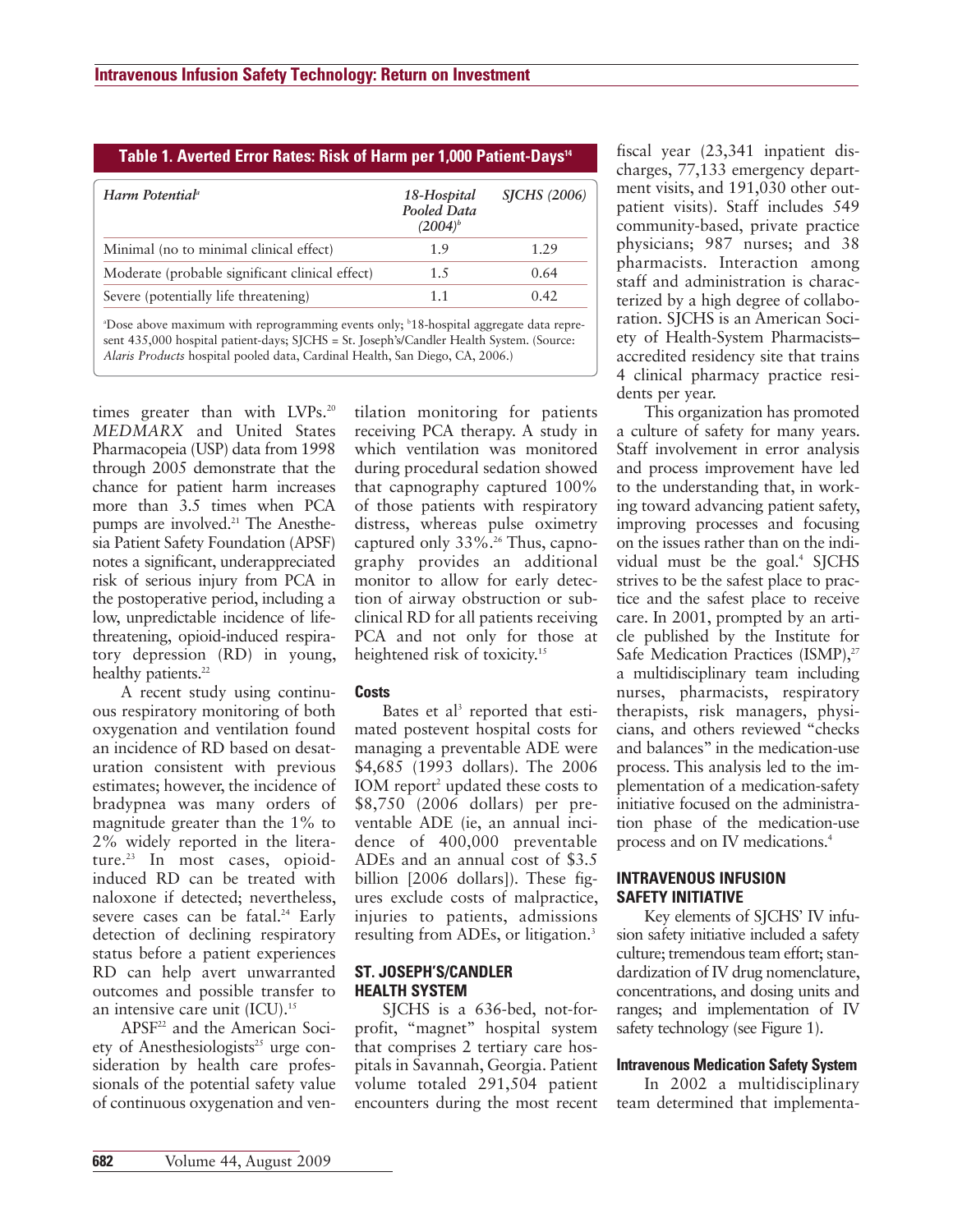**Table 1. Averted Error Rates: Risk of Harm per 1,000 Patient-Days[14]**

| *Harm Potential*[a] | *18-Hospital Pooled Data (2004)*[b] | *SJCHS (2006)* |
|---|---|---|
| Minimal (no to minimal clinical effect) | 1.9 | 1.29 |
| Moderate (probable significant clinical effect) | 1.5 | 0.64 |
| Severe (potentially life threatening) | 1.1 | 0.42 |

[a]Dose above maximum with reprogramming events only; [b]18-hospital aggregate data represent 435,000 hospital patient-days; SJCHS = St. Joseph's/Candler Health System. (Source: *Alaris Products* hospital pooled data, Cardinal Health, San Diego, CA, 2006.)

times greater than with LVPs.[20] *MEDMARX* and United States Pharmacopeia (USP) data from 1998 through 2005 demonstrate that the chance for patient harm increases more than 3.5 times when PCA pumps are involved.[21] The Anesthesia Patient Safety Foundation (APSF) notes a significant, underappreciated risk of serious injury from PCA in the postoperative period, including a low, unpredictable incidence of life-threatening, opioid-induced respiratory depression (RD) in young, healthy patients.[22]

A recent study using continuous respiratory monitoring of both oxygenation and ventilation found an incidence of RD based on desaturation consistent with previous estimates; however, the incidence of bradypnea was many orders of magnitude greater than the 1% to 2% widely reported in the literature.[23] In most cases, opioid-induced RD can be treated with naloxone if detected; nevertheless, severe cases can be fatal.[24] Early detection of declining respiratory status before a patient experiences RD can help avert unwarranted outcomes and possible transfer to an intensive care unit (ICU).[15]

APSF[22] and the American Society of Anesthesiologists[25] urge consideration by health care professionals of the potential safety value of continuous oxygenation and ventilation monitoring for patients receiving PCA therapy. A study in which ventilation was monitored during procedural sedation showed that capnography captured 100% of those patients with respiratory distress, whereas pulse oximetry captured only 33%.[26] Thus, capnography provides an additional monitor to allow for early detection of airway obstruction or subclinical RD for all patients receiving PCA and not only for those at heightened risk of toxicity.[15]

### Costs

Bates et al[3] reported that estimated postevent hospital costs for managing a preventable ADE were $4,685 (1993 dollars). The 2006 IOM report[2] updated these costs to $8,750 (2006 dollars) per preventable ADE (ie, an annual incidence of 400,000 preventable ADEs and an annual cost of $3.5 billion [2006 dollars]). These figures exclude costs of malpractice, injuries to patients, admissions resulting from ADEs, or litigation.[3]

## ST. JOSEPH'S/CANDLER HEALTH SYSTEM

SJCHS is a 636-bed, not-for-profit, "magnet" hospital system that comprises 2 tertiary care hospitals in Savannah, Georgia. Patient volume totaled 291,504 patient encounters during the most recent fiscal year (23,341 inpatient discharges, 77,133 emergency department visits, and 191,030 other outpatient visits). Staff includes 549 community-based, private practice physicians; 987 nurses; and 38 pharmacists. Interaction among staff and administration is characterized by a high degree of collaboration. SJCHS is an American Society of Health-System Pharmacists–accredited residency site that trains 4 clinical pharmacy practice residents per year.

This organization has promoted a culture of safety for many years. Staff involvement in error analysis and process improvement have led to the understanding that, in working toward advancing patient safety, improving processes and focusing on the issues rather than on the individual must be the goal.[4] SJCHS strives to be the safest place to practice and the safest place to receive care. In 2001, prompted by an article published by the Institute for Safe Medication Practices (ISMP),[27] a multidisciplinary team including nurses, pharmacists, respiratory therapists, risk managers, physicians, and others reviewed "checks and balances" in the medication-use process. This analysis led to the implementation of a medication-safety initiative focused on the administration phase of the medication-use process and on IV medications.[4]

## INTRAVENOUS INFUSION SAFETY INITIATIVE

Key elements of SJCHS' IV infusion safety initiative included a safety culture; tremendous team effort; standardization of IV drug nomenclature, concentrations, and dosing units and ranges; and implementation of IV safety technology (see Figure 1).

### Intravenous Medication Safety System

In 2002 a multidisciplinary team determined that implementa-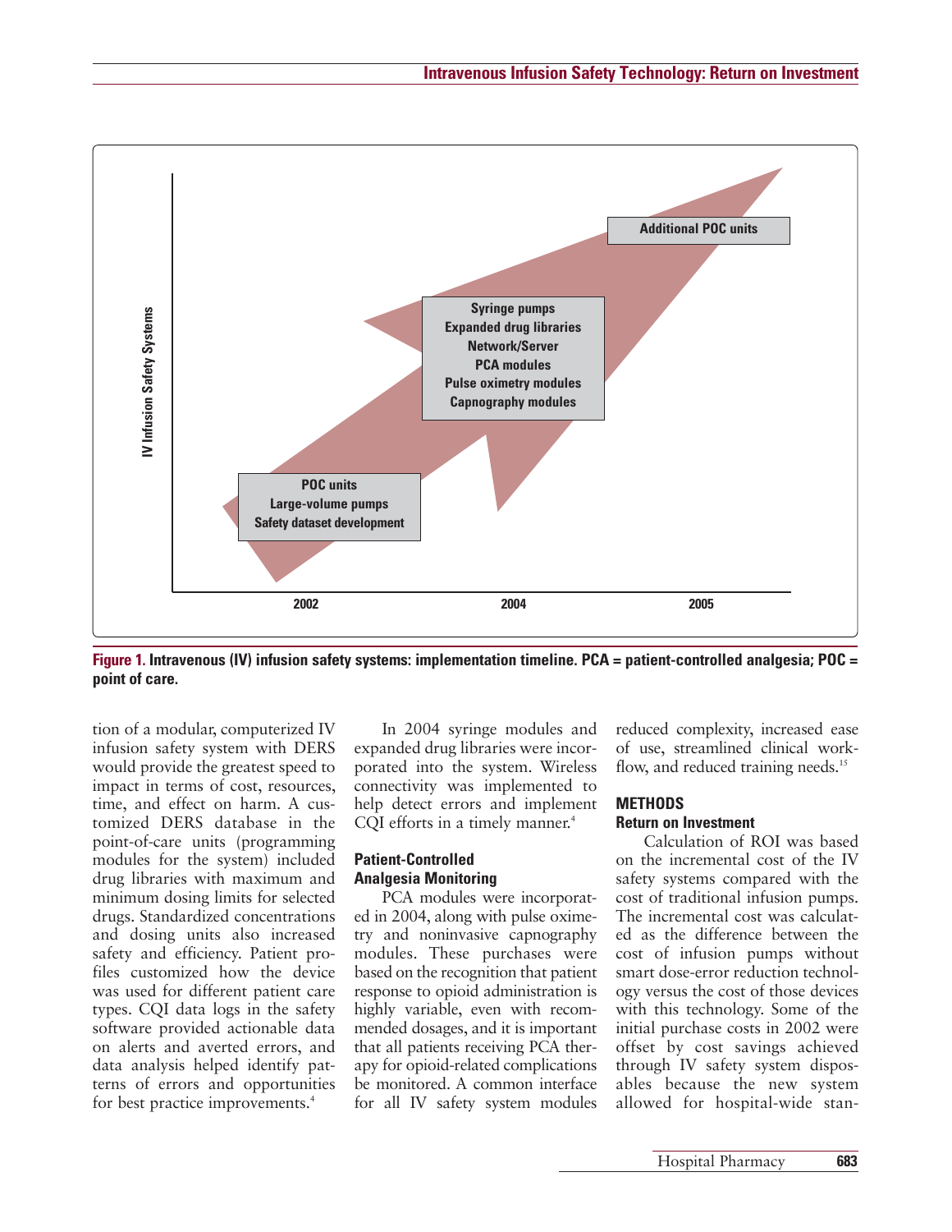IV Infusion Safety Systems

| 2002 | 2004 | 2005 |
|---|---|---|
| POC units<br>Large-volume pumps<br>Safety dataset development | Syringe pumps<br>Expanded drug libraries<br>Network/Server<br>PCA modules<br>Pulse oximetry modules<br>Capnography modules | Additional POC units |

**Figure 1.** Intravenous (IV) infusion safety systems: implementation timeline. PCA = patient-controlled analgesia; POC = point of care.

tion of a modular, computerized IV infusion safety system with DERS would provide the greatest speed to impact in terms of cost, resources, time, and effect on harm. A customized DERS database in the point-of-care units (programming modules for the system) included drug libraries with maximum and minimum dosing limits for selected drugs. Standardized concentrations and dosing units also increased safety and efficiency. Patient profiles customized how the device was used for different patient care types. CQI data logs in the safety software provided actionable data on alerts and averted errors, and data analysis helped identify patterns of errors and opportunities for best practice improvements.[4]

In 2004 syringe modules and expanded drug libraries were incorporated into the system. Wireless connectivity was implemented to help detect errors and implement CQI efforts in a timely manner.[4]

### Patient-Controlled Analgesia Monitoring

PCA modules were incorporated in 2004, along with pulse oximetry and noninvasive capnography modules. These purchases were based on the recognition that patient response to opioid administration is highly variable, even with recommended dosages, and it is important that all patients receiving PCA therapy for opioid-related complications be monitored. A common interface for all IV safety system modules reduced complexity, increased ease of use, streamlined clinical workflow, and reduced training needs.[15]

## METHODS

### Return on Investment

Calculation of ROI was based on the incremental cost of the IV safety systems compared with the cost of traditional infusion pumps. The incremental cost was calculated as the difference between the cost of infusion pumps without smart dose-error reduction technology versus the cost of those devices with this technology. Some of the initial purchase costs in 2002 were offset by cost savings achieved through IV safety system disposables because the new system allowed for hospital-wide stan-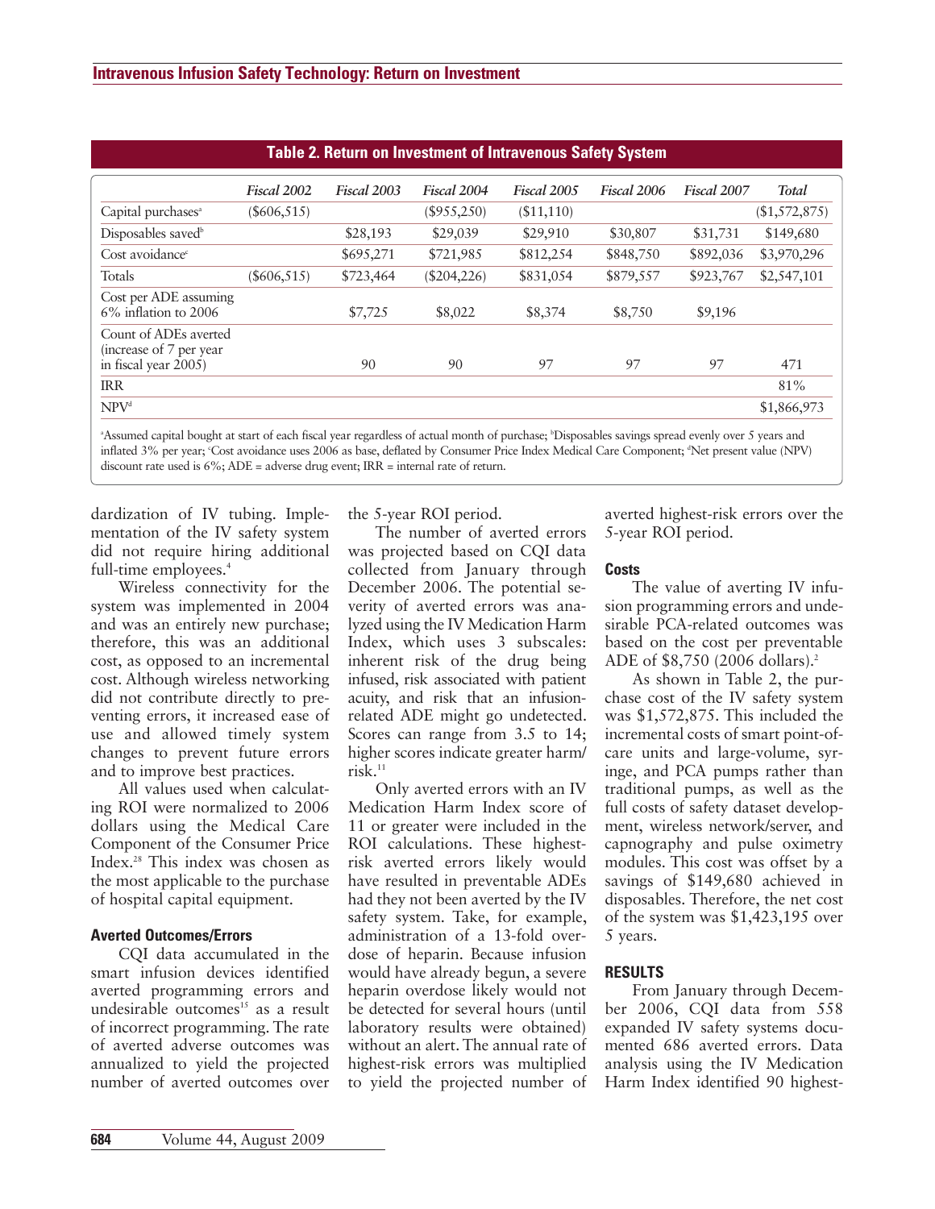**Table 2. Return on Investment of Intravenous Safety System**

| | *Fiscal 2002* | *Fiscal 2003* | *Fiscal 2004* | *Fiscal 2005* | *Fiscal 2006* | *Fiscal 2007* | *Total* |
|---|---|---|---|---|---|---|---|
| Capital purchases[a] | ($606,515) | | ($955,250) | ($11,110) | | | ($1,572,875) |
| Disposables saved[b] | | $28,193 | $29,039 | $29,910 | $30,807 | $31,731 | $149,680 |
| Cost avoidance[c] | | $695,271 | $721,985 | $812,254 | $848,750 | $892,036 | $3,970,296 |
| Totals | ($606,515) | $723,464 | ($204,226) | $831,054 | $879,557 | $923,767 | $2,547,101 |
| Cost per ADE assuming 6% inflation to 2006 | | $7,725 | $8,022 | $8,374 | $8,750 | $9,196 | |
| Count of ADEs averted (increase of 7 per year in fiscal year 2005) | | 90 | 90 | 97 | 97 | 97 | 471 |
| IRR | | | | | | | 81% |
| NPV[d] | | | | | | | $1,866,973 |

[a]Assumed capital bought at start of each fiscal year regardless of actual month of purchase; [b]Disposables savings spread evenly over 5 years and inflated 3% per year; [c]Cost avoidance uses 2006 as base, deflated by Consumer Price Index Medical Care Component; [d]Net present value (NPV) discount rate used is 6%; ADE = adverse drug event; IRR = internal rate of return.

dardization of IV tubing. Implementation of the IV safety system did not require hiring additional full-time employees.[4]

Wireless connectivity for the system was implemented in 2004 and was an entirely new purchase; therefore, this was an additional cost, as opposed to an incremental cost. Although wireless networking did not contribute directly to preventing errors, it increased ease of use and allowed timely system changes to prevent future errors and to improve best practices.

All values used when calculating ROI were normalized to 2006 dollars using the Medical Care Component of the Consumer Price Index.[28] This index was chosen as the most applicable to the purchase of hospital capital equipment.

### Averted Outcomes/Errors

CQI data accumulated in the smart infusion devices identified averted programming errors and undesirable outcomes[15] as a result of incorrect programming. The rate of averted adverse outcomes was annualized to yield the projected number of averted outcomes over the 5-year ROI period.

The number of averted errors was projected based on CQI data collected from January through December 2006. The potential severity of averted errors was analyzed using the IV Medication Harm Index, which uses 3 subscales: inherent risk of the drug being infused, risk associated with patient acuity, and risk that an infusion-related ADE might go undetected. Scores can range from 3.5 to 14; higher scores indicate greater harm/risk.[11]

Only averted errors with an IV Medication Harm Index score of 11 or greater were included in the ROI calculations. These highest-risk averted errors likely would have resulted in preventable ADEs had they not been averted by the IV safety system. Take, for example, administration of a 13-fold overdose of heparin. Because infusion would have already begun, a severe heparin overdose likely would not be detected for several hours (until laboratory results were obtained) without an alert. The annual rate of highest-risk errors was multiplied to yield the projected number of averted highest-risk errors over the 5-year ROI period.

### Costs

The value of averting IV infusion programming errors and undesirable PCA-related outcomes was based on the cost per preventable ADE of $8,750 (2006 dollars).[2]

As shown in Table 2, the purchase cost of the IV safety system was $1,572,875. This included the incremental costs of smart point-of-care units and large-volume, syringe, and PCA pumps rather than traditional pumps, as well as the full costs of safety dataset development, wireless network/server, and capnography and pulse oximetry modules. This cost was offset by a savings of $149,680 achieved in disposables. Therefore, the net cost of the system was $1,423,195 over 5 years.

## RESULTS

From January through December 2006, CQI data from 558 expanded IV safety systems documented 686 averted errors. Data analysis using the IV Medication Harm Index identified 90 highest-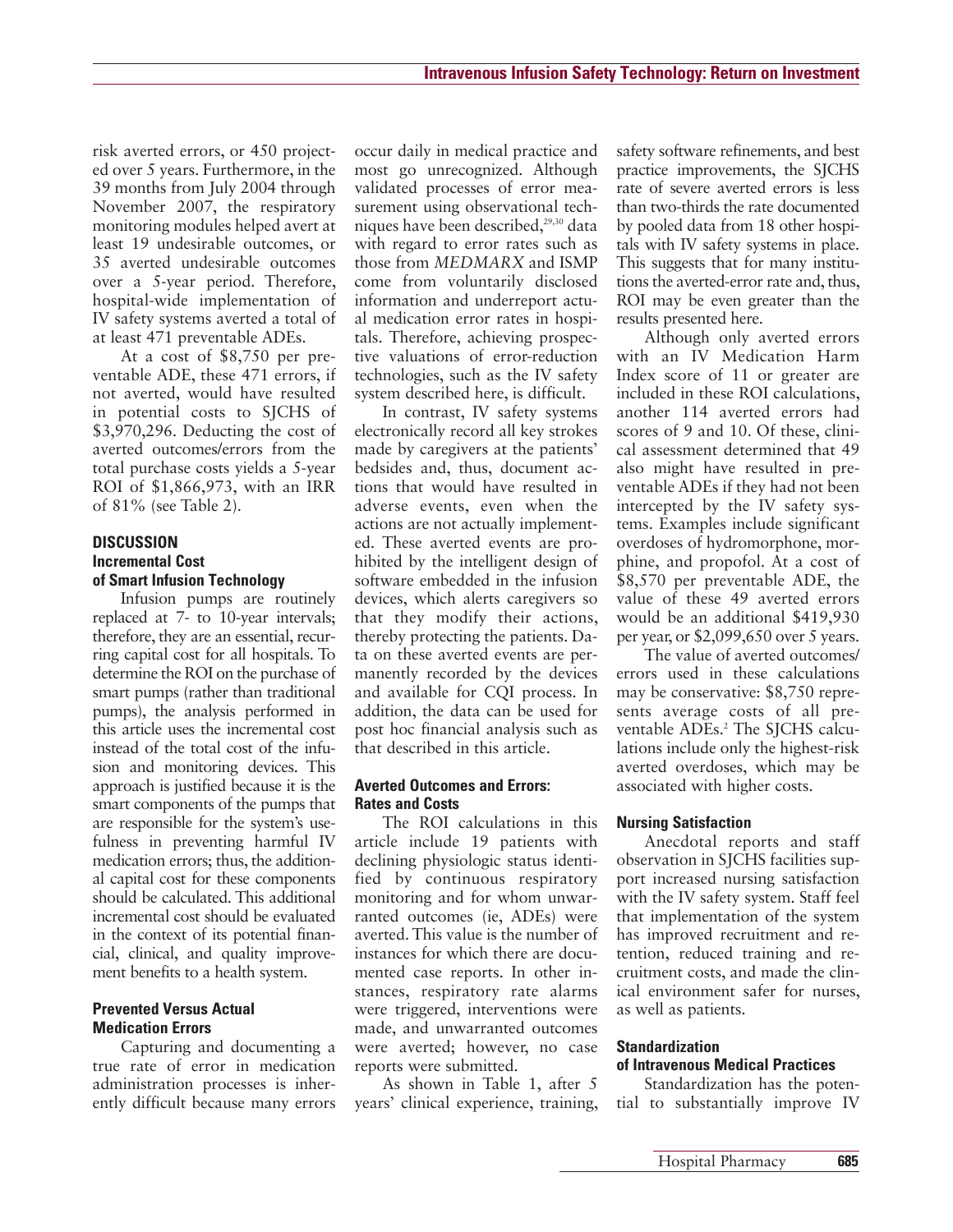risk averted errors, or 450 projected over 5 years. Furthermore, in the 39 months from July 2004 through November 2007, the respiratory monitoring modules helped avert at least 19 undesirable outcomes, or 35 averted undesirable outcomes over a 5-year period. Therefore, hospital-wide implementation of IV safety systems averted a total of at least 471 preventable ADEs.

At a cost of $8,750 per preventable ADE, these 471 errors, if not averted, would have resulted in potential costs to SJCHS of $3,970,296. Deducting the cost of averted outcomes/errors from the total purchase costs yields a 5-year ROI of $1,866,973, with an IRR of 81% (see Table 2).

## DISCUSSION

### Incremental Cost of Smart Infusion Technology

Infusion pumps are routinely replaced at 7- to 10-year intervals; therefore, they are an essential, recurring capital cost for all hospitals. To determine the ROI on the purchase of smart pumps (rather than traditional pumps), the analysis performed in this article uses the incremental cost instead of the total cost of the infusion and monitoring devices. This approach is justified because it is the smart components of the pumps that are responsible for the system's usefulness in preventing harmful IV medication errors; thus, the additional capital cost for these components should be calculated. This additional incremental cost should be evaluated in the context of its potential financial, clinical, and quality improvement benefits to a health system.

### Prevented Versus Actual Medication Errors

Capturing and documenting a true rate of error in medication administration processes is inherently difficult because many errors occur daily in medical practice and most go unrecognized. Although validated processes of error measurement using observational techniques have been described,[29,30] data with regard to error rates such as those from *MEDMARX* and ISMP come from voluntarily disclosed information and underreport actual medication error rates in hospitals. Therefore, achieving prospective valuations of error-reduction technologies, such as the IV safety system described here, is difficult.

In contrast, IV safety systems electronically record all key strokes made by caregivers at the patients' bedsides and, thus, document actions that would have resulted in adverse events, even when the actions are not actually implemented. These averted events are prohibited by the intelligent design of software embedded in the infusion devices, which alerts caregivers so that they modify their actions, thereby protecting the patients. Data on these averted events are permanently recorded by the devices and available for CQI process. In addition, the data can be used for post hoc financial analysis such as that described in this article.

### Averted Outcomes and Errors: Rates and Costs

The ROI calculations in this article include 19 patients with declining physiologic status identified by continuous respiratory monitoring and for whom unwarranted outcomes (ie, ADEs) were averted. This value is the number of instances for which there are documented case reports. In other instances, respiratory rate alarms were triggered, interventions were made, and unwarranted outcomes were averted; however, no case reports were submitted.

As shown in Table 1, after 5 years' clinical experience, training, safety software refinements, and best practice improvements, the SJCHS rate of severe averted errors is less than two-thirds the rate documented by pooled data from 18 other hospitals with IV safety systems in place. This suggests that for many institutions the averted-error rate and, thus, ROI may be even greater than the results presented here.

Although only averted errors with an IV Medication Harm Index score of 11 or greater are included in these ROI calculations, another 114 averted errors had scores of 9 and 10. Of these, clinical assessment determined that 49 also might have resulted in preventable ADEs if they had not been intercepted by the IV safety systems. Examples include significant overdoses of hydromorphone, morphine, and propofol. At a cost of $8,570 per preventable ADE, the value of these 49 averted errors would be an additional $419,930 per year, or $2,099,650 over 5 years.

The value of averted outcomes/errors used in these calculations may be conservative: $8,750 represents average costs of all preventable ADEs.[2] The SJCHS calculations include only the highest-risk averted overdoses, which may be associated with higher costs.

### Nursing Satisfaction

Anecdotal reports and staff observation in SJCHS facilities support increased nursing satisfaction with the IV safety system. Staff feel that implementation of the system has improved recruitment and retention, reduced training and recruitment costs, and made the clinical environment safer for nurses, as well as patients.

### Standardization of Intravenous Medical Practices

Standardization has the potential to substantially improve IV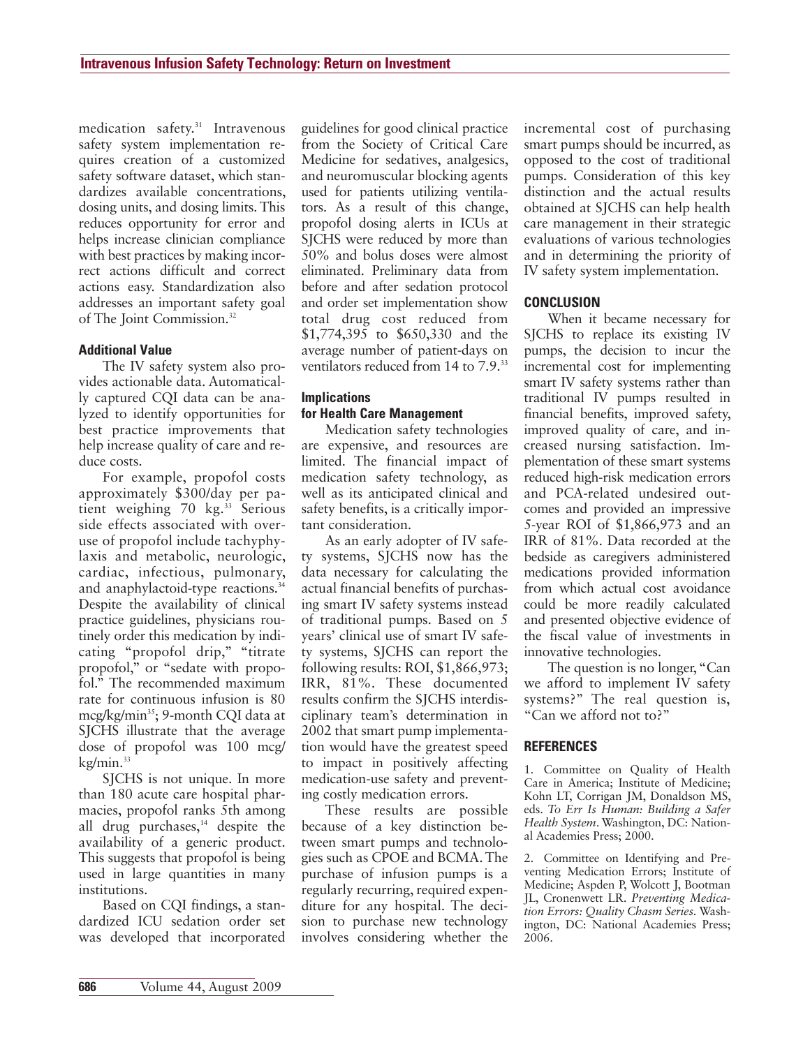medication safety.[31] Intravenous safety system implementation requires creation of a customized safety software dataset, which standardizes available concentrations, dosing units, and dosing limits. This reduces opportunity for error and helps increase clinician compliance with best practices by making incorrect actions difficult and correct actions easy. Standardization also addresses an important safety goal of The Joint Commission.[32]

### Additional Value

The IV safety system also provides actionable data. Automatically captured CQI data can be analyzed to identify opportunities for best practice improvements that help increase quality of care and reduce costs.

For example, propofol costs approximately $300/day per patient weighing 70 kg.[33] Serious side effects associated with overuse of propofol include tachyphylaxis and metabolic, neurologic, cardiac, infectious, pulmonary, and anaphylactoid-type reactions.[34] Despite the availability of clinical practice guidelines, physicians routinely order this medication by indicating "propofol drip," "titrate propofol," or "sedate with propofol." The recommended maximum rate for continuous infusion is 80 mcg/kg/min[35]; 9-month CQI data at SJCHS illustrate that the average dose of propofol was 100 mcg/kg/min.[33]

SJCHS is not unique. In more than 180 acute care hospital pharmacies, propofol ranks 5th among all drug purchases,[14] despite the availability of a generic product. This suggests that propofol is being used in large quantities in many institutions.

Based on CQI findings, a standardized ICU sedation order set was developed that incorporated guidelines for good clinical practice from the Society of Critical Care Medicine for sedatives, analgesics, and neuromuscular blocking agents used for patients utilizing ventilators. As a result of this change, propofol dosing alerts in ICUs at SJCHS were reduced by more than 50% and bolus doses were almost eliminated. Preliminary data from before and after sedation protocol and order set implementation show total drug cost reduced from $1,774,395 to $650,330 and the average number of patient-days on ventilators reduced from 14 to 7.9.[33]

### Implications for Health Care Management

Medication safety technologies are expensive, and resources are limited. The financial impact of medication safety technology, as well as its anticipated clinical and safety benefits, is a critically important consideration.

As an early adopter of IV safety systems, SJCHS now has the data necessary for calculating the actual financial benefits of purchasing smart IV safety systems instead of traditional pumps. Based on 5 years' clinical use of smart IV safety systems, SJCHS can report the following results: ROI, $1,866,973; IRR, 81%. These documented results confirm the SJCHS interdisciplinary team's determination in 2002 that smart pump implementation would have the greatest speed to impact in positively affecting medication-use safety and preventing costly medication errors.

These results are possible because of a key distinction between smart pumps and technologies such as CPOE and BCMA. The purchase of infusion pumps is a regularly recurring, required expenditure for any hospital. The decision to purchase new technology involves considering whether the incremental cost of purchasing smart pumps should be incurred, as opposed to the cost of traditional pumps. Consideration of this key distinction and the actual results obtained at SJCHS can help health care management in their strategic evaluations of various technologies and in determining the priority of IV safety system implementation.

## CONCLUSION

When it became necessary for SJCHS to replace its existing IV pumps, the decision to incur the incremental cost for implementing smart IV safety systems rather than traditional IV pumps resulted in financial benefits, improved safety, improved quality of care, and increased nursing satisfaction. Implementation of these smart systems reduced high-risk medication errors and PCA-related undesired outcomes and provided an impressive 5-year ROI of $1,866,973 and an IRR of 81%. Data recorded at the bedside as caregivers administered medications provided information from which actual cost avoidance could be more readily calculated and presented objective evidence of the fiscal value of investments in innovative technologies.

The question is no longer, "Can we afford to implement IV safety systems?" The real question is, "Can we afford not to?"

## REFERENCES

1. Committee on Quality of Health Care in America; Institute of Medicine; Kohn LT, Corrigan JM, Donaldson MS, eds. *To Err Is Human: Building a Safer Health System*. Washington, DC: National Academies Press; 2000.

2. Committee on Identifying and Preventing Medication Errors; Institute of Medicine; Aspden P, Wolcott J, Bootman JL, Cronenwett LR. *Preventing Medication Errors: Quality Chasm Series*. Washington, DC: National Academies Press; 2006.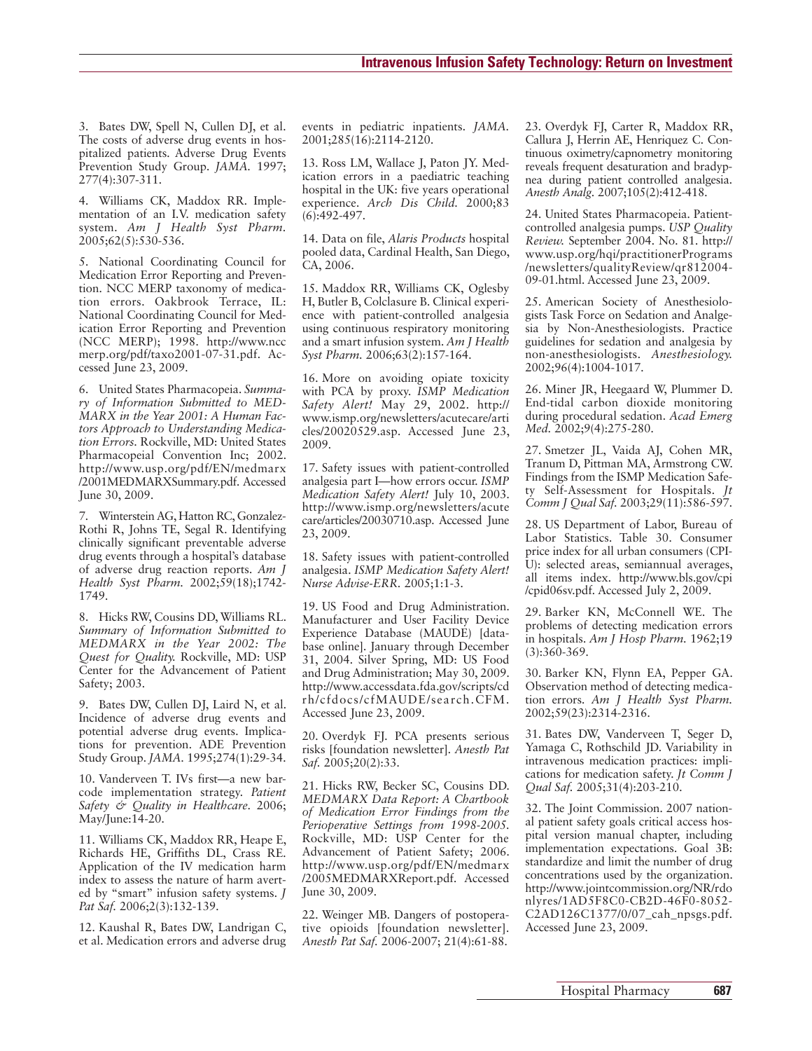3. Bates DW, Spell N, Cullen DJ, et al. The costs of adverse drug events in hospitalized patients. Adverse Drug Events Prevention Study Group. *JAMA*. 1997; 277(4):307-311.

4. Williams CK, Maddox RR. Implementation of an I.V. medication safety system. *Am J Health Syst Pharm*. 2005;62(5):530-536.

5. National Coordinating Council for Medication Error Reporting and Prevention. NCC MERP taxonomy of medication errors. Oakbrook Terrace, IL: National Coordinating Council for Medication Error Reporting and Prevention (NCC MERP); 1998. http://www.nccmerp.org/pdf/taxo2001-07-31.pdf. Accessed June 23, 2009.

6. United States Pharmacopeia. *Summary of Information Submitted to MEDMARX in the Year 2001: A Human Factors Approach to Understanding Medication Errors*. Rockville, MD: United States Pharmacopeial Convention Inc; 2002. http://www.usp.org/pdf/EN/medmarx/2001MEDMARXSummary.pdf. Accessed June 30, 2009.

7. Winterstein AG, Hatton RC, Gonzalez-Rothi R, Johns TE, Segal R. Identifying clinically significant preventable adverse drug events through a hospital's database of adverse drug reaction reports. *Am J Health Syst Pharm*. 2002;59(18);1742-1749.

8. Hicks RW, Cousins DD, Williams RL. *Summary of Information Submitted to MEDMARX in the Year 2002: The Quest for Quality*. Rockville, MD: USP Center for the Advancement of Patient Safety; 2003.

9. Bates DW, Cullen DJ, Laird N, et al. Incidence of adverse drug events and potential adverse drug events. Implications for prevention. ADE Prevention Study Group. *JAMA*. 1995;274(1):29-34.

10. Vanderveen T. IVs first—a new barcode implementation strategy. *Patient Safety & Quality in Healthcare*. 2006; May/June:14-20.

11. Williams CK, Maddox RR, Heape E, Richards HE, Griffiths DL, Crass RE. Application of the IV medication harm index to assess the nature of harm averted by "smart" infusion safety systems. *J Pat Saf*. 2006;2(3):132-139.

12. Kaushal R, Bates DW, Landrigan C, et al. Medication errors and adverse drug events in pediatric inpatients. *JAMA*. 2001;285(16):2114-2120.

13. Ross LM, Wallace J, Paton JY. Medication errors in a paediatric teaching hospital in the UK: five years operational experience. *Arch Dis Child*. 2000;83 (6):492-497.

14. Data on file, *Alaris Products* hospital pooled data, Cardinal Health, San Diego, CA, 2006.

15. Maddox RR, Williams CK, Oglesby H, Butler B, Colclasure B. Clinical experience with patient-controlled analgesia using continuous respiratory monitoring and a smart infusion system. *Am J Health Syst Pharm*. 2006;63(2):157-164.

16. More on avoiding opiate toxicity with PCA by proxy. *ISMP Medication Safety Alert!* May 29, 2002. http://www.ismp.org/newsletters/acutecare/articles/20020529.asp. Accessed June 23, 2009.

17. Safety issues with patient-controlled analgesia part I—how errors occur. *ISMP Medication Safety Alert!* July 10, 2003. http://www.ismp.org/newsletters/acutecare/articles/20030710.asp. Accessed June 23, 2009.

18. Safety issues with patient-controlled analgesia. *ISMP Medication Safety Alert! Nurse Advise-ERR*. 2005;1:1-3.

19. US Food and Drug Administration. Manufacturer and User Facility Device Experience Database (MAUDE) [database online]. January through December 31, 2004. Silver Spring, MD: US Food and Drug Administration; May 30, 2009. http://www.accessdata.fda.gov/scripts/cdrh/cfdocs/cfMAUDE/search.CFM. Accessed June 23, 2009.

20. Overdyk FJ. PCA presents serious risks [foundation newsletter]. *Anesth Pat Saf*. 2005;20(2):33.

21. Hicks RW, Becker SC, Cousins DD. *MEDMARX Data Report: A Chartbook of Medication Error Findings from the Perioperative Settings from 1998-2005*. Rockville, MD: USP Center for the Advancement of Patient Safety; 2006. http://www.usp.org/pdf/EN/medmarx/2005MEDMARXReport.pdf. Accessed June 30, 2009.

22. Weinger MB. Dangers of postoperative opioids [foundation newsletter]. *Anesth Pat Saf*. 2006-2007; 21(4):61-88.

23. Overdyk FJ, Carter R, Maddox RR, Callura J, Herrin AE, Henriquez C. Continuous oximetry/capnometry monitoring reveals frequent desaturation and bradypnea during patient controlled analgesia. *Anesth Analg*. 2007;105(2):412-418.

24. United States Pharmacopeia. Patient-controlled analgesia pumps. *USP Quality Review*. September 2004. No. 81. http://www.usp.org/hqi/practitionerPrograms/newsletters/qualityReview/qr812004-09-01.html. Accessed June 23, 2009.

25. American Society of Anesthesiologists Task Force on Sedation and Analgesia by Non-Anesthesiologists. Practice guidelines for sedation and analgesia by non-anesthesiologists. *Anesthesiology*. 2002;96(4):1004-1017.

26. Miner JR, Heegaard W, Plummer D. End-tidal carbon dioxide monitoring during procedural sedation. *Acad Emerg Med*. 2002;9(4):275-280.

27. Smetzer JL, Vaida AJ, Cohen MR, Tranum D, Pittman MA, Armstrong CW. Findings from the ISMP Medication Safety Self-Assessment for Hospitals. *Jt Comm J Qual Saf*. 2003;29(11):586-597.

28. US Department of Labor, Bureau of Labor Statistics. Table 30. Consumer price index for all urban consumers (CPI-U): selected areas, semiannual averages, all items index. http://www.bls.gov/cpi/cpid06sv.pdf. Accessed July 2, 2009.

29. Barker KN, McConnell WE. The problems of detecting medication errors in hospitals. *Am J Hosp Pharm*. 1962;19 (3):360-369.

30. Barker KN, Flynn EA, Pepper GA. Observation method of detecting medication errors. *Am J Health Syst Pharm*. 2002;59(23):2314-2316.

31. Bates DW, Vanderveen T, Seger D, Yamaga C, Rothschild JD. Variability in intravenous medication practices: implications for medication safety. *Jt Comm J Qual Saf*. 2005;31(4):203-210.

32. The Joint Commission. 2007 national patient safety goals critical access hospital version manual chapter, including implementation expectations. Goal 3B: standardize and limit the number of drug concentrations used by the organization. http://www.jointcommission.org/NR/rdonlyres/1AD5F8C0-CB2D-46F0-8052-C2AD126C1377/0/07_cah_npsgs.pdf. Accessed June 23, 2009.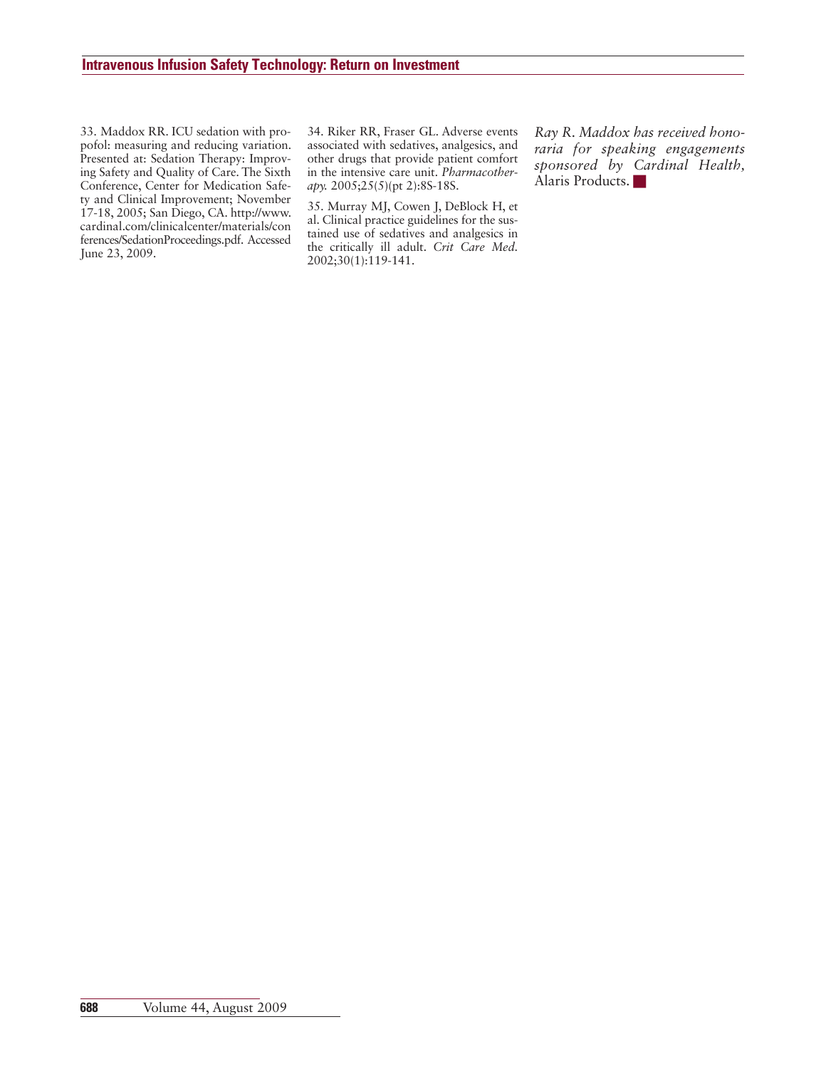33. Maddox RR. ICU sedation with propofol: measuring and reducing variation. Presented at: Sedation Therapy: Improving Safety and Quality of Care. The Sixth Conference, Center for Medication Safety and Clinical Improvement; November 17-18, 2005; San Diego, CA. http://www.cardinal.com/clinicalcenter/materials/conferences/SedationProceedings.pdf. Accessed June 23, 2009.

34. Riker RR, Fraser GL. Adverse events associated with sedatives, analgesics, and other drugs that provide patient comfort in the intensive care unit. *Pharmacotherapy.* 2005;25(5)(pt 2):8S-18S.

35. Murray MJ, Cowen J, DeBlock H, et al. Clinical practice guidelines for the sustained use of sedatives and analgesics in the critically ill adult. *Crit Care Med.* 2002;30(1):119-141.

*Ray R. Maddox has received honoraria for speaking engagements sponsored by Cardinal Health,* Alaris Products. ■